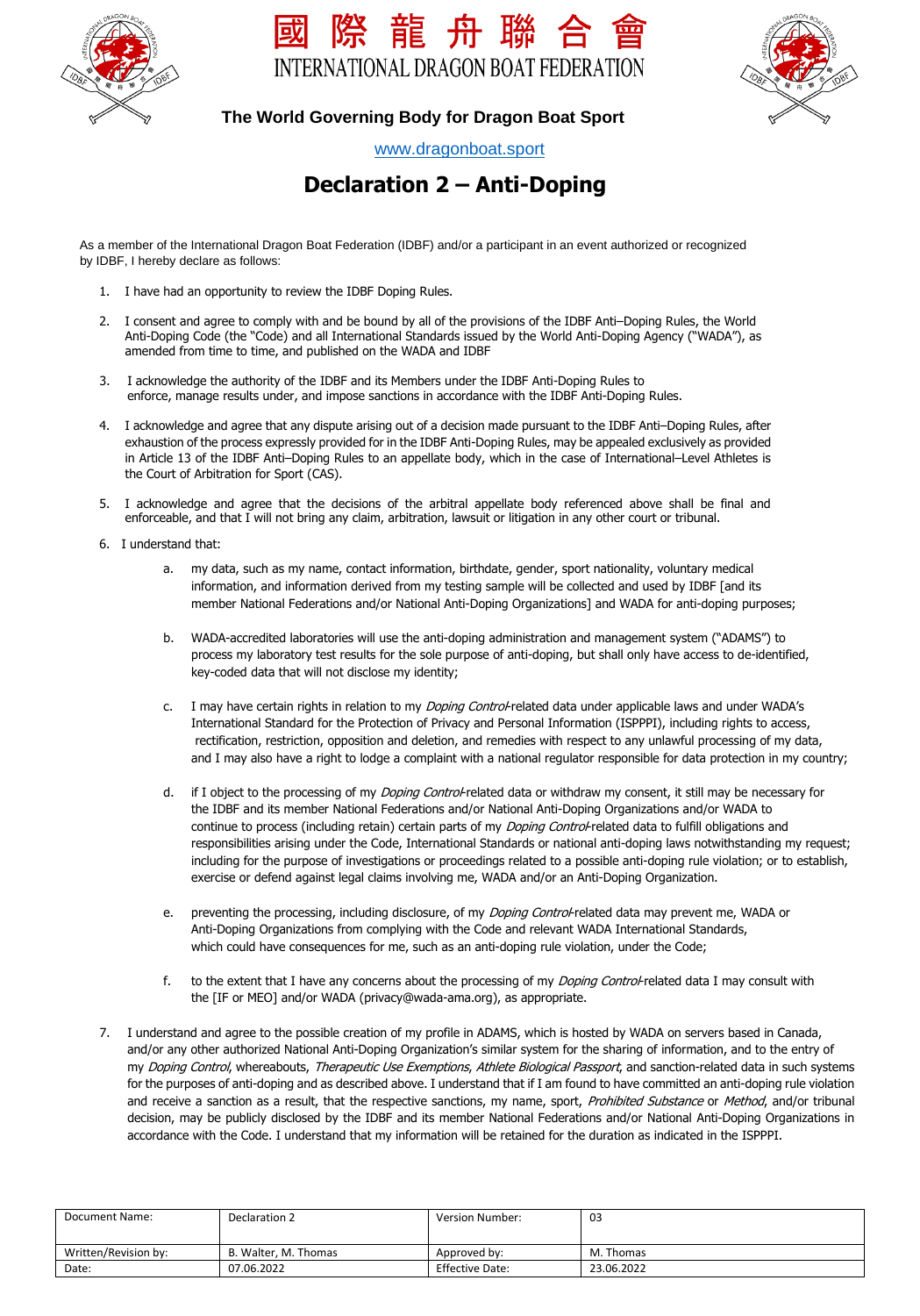# 國 際 龍 舟 聯 合 會

# INTERNATIONAL DRAGON BOAT FEDERATION

**The World Governing Body for Dragon Boat Sport**

www.dragonboat.sport

# Declaration 2 – Anti-Doping

As a member of the International Dragon Boat Federation (IDBF) and/or a participant in an event authorized or recognized by IDBF, I hereby declare as follows:

1. I have had an opportunity to review the IDBF Doping Rules.
2. I consent and agree to comply with and be bound by all of the provisions of the IDBF Anti–Doping Rules, the World Anti-Doping Code (the "Code") and all International Standards issued by the World Anti-Doping Agency ("WADA"), as amended from time to time, and published on the WADA and IDBF
3. I acknowledge the authority of the IDBF and its Members under the IDBF Anti-Doping Rules to enforce, manage results under, and impose sanctions in accordance with the IDBF Anti-Doping Rules.
4. I acknowledge and agree that any dispute arising out of a decision made pursuant to the IDBF Anti–Doping Rules, after exhaustion of the process expressly provided for in the IDBF Anti-Doping Rules, may be appealed exclusively as provided in Article 13 of the IDBF Anti–Doping Rules to an appellate body, which in the case of International–Level Athletes is the Court of Arbitration for Sport (CAS).
5. I acknowledge and agree that the decisions of the arbitral appellate body referenced above shall be final and enforceable, and that I will not bring any claim, arbitration, lawsuit or litigation in any other court or tribunal.
6. I understand that:
   a. my data, such as my name, contact information, birthdate, gender, sport nationality, voluntary medical information, and information derived from my testing sample will be collected and used by IDBF [and its member National Federations and/or National Anti-Doping Organizations] and WADA for anti-doping purposes;
   b. WADA-accredited laboratories will use the anti-doping administration and management system ("ADAMS") to process my laboratory test results for the sole purpose of anti-doping, but shall only have access to de-identified, key-coded data that will not disclose my identity;
   c. I may have certain rights in relation to my *Doping Control*-related data under applicable laws and under WADA's International Standard for the Protection of Privacy and Personal Information (ISPPPI), including rights to access, rectification, restriction, opposition and deletion, and remedies with respect to any unlawful processing of my data, and I may also have a right to lodge a complaint with a national regulator responsible for data protection in my country;
   d. if I object to the processing of my *Doping Control*-related data or withdraw my consent, it still may be necessary for the IDBF and its member National Federations and/or National Anti-Doping Organizations and/or WADA to continue to process (including retain) certain parts of my *Doping Control*-related data to fulfill obligations and responsibilities arising under the Code, International Standards or national anti-doping laws notwithstanding my request; including for the purpose of investigations or proceedings related to a possible anti-doping rule violation; or to establish, exercise or defend against legal claims involving me, WADA and/or an Anti-Doping Organization.
   e. preventing the processing, including disclosure, of my *Doping Control*-related data may prevent me, WADA or Anti-Doping Organizations from complying with the Code and relevant WADA International Standards, which could have consequences for me, such as an anti-doping rule violation, under the Code;
   f. to the extent that I have any concerns about the processing of my *Doping Control*-related data I may consult with the [IF or MEO] and/or WADA (privacy@wada-ama.org), as appropriate.
7. I understand and agree to the possible creation of my profile in ADAMS, which is hosted by WADA on servers based in Canada, and/or any other authorized National Anti-Doping Organization's similar system for the sharing of information, and to the entry of my *Doping Control*, whereabouts, *Therapeutic Use Exemptions*, *Athlete Biological Passport*, and sanction-related data in such systems for the purposes of anti-doping and as described above. I understand that if I am found to have committed an anti-doping rule violation and receive a sanction as a result, that the respective sanctions, my name, sport, *Prohibited Substance* or *Method*, and/or tribunal decision, may be publicly disclosed by the IDBF and its member National Federations and/or National Anti-Doping Organizations in accordance with the Code. I understand that my information will be retained for the duration as indicated in the ISPPPI.

| Document Name: | Declaration 2 | Version Number: | 03 |
|---|---|---|---|
| Written/Revision by: | B. Walter, M. Thomas | Approved by: | M. Thomas |
| Date: | 07.06.2022 | Effective Date: | 23.06.2022 |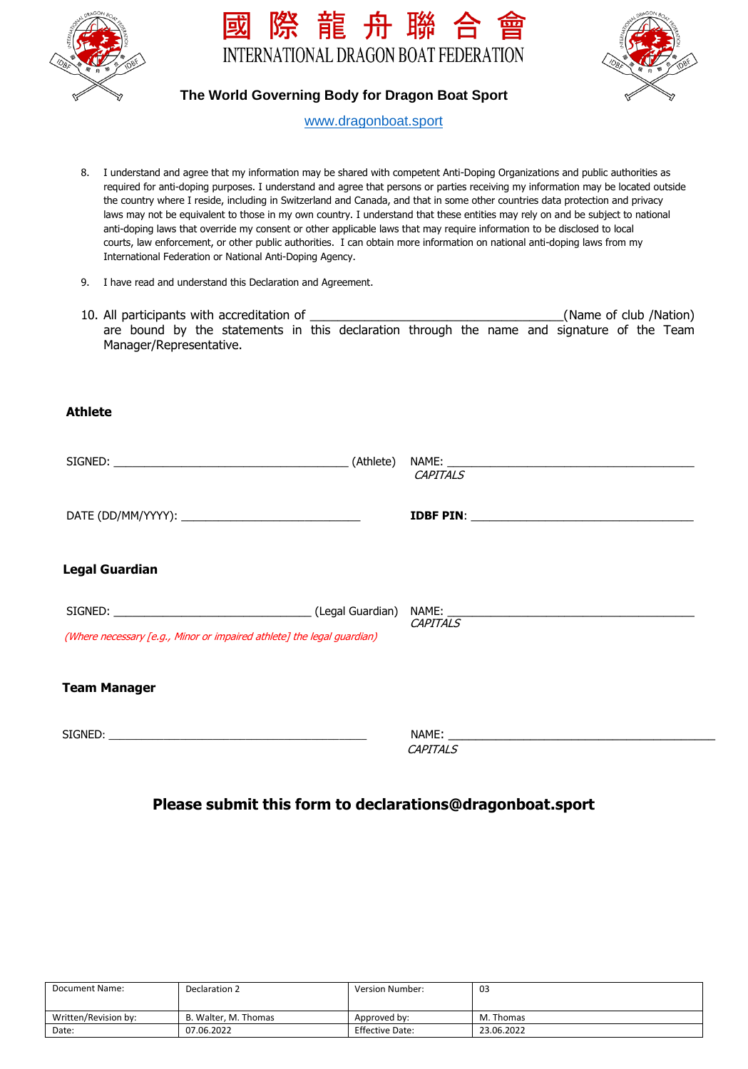國 際 龍 舟 聯 合 會

INTERNATIONAL DRAGON BOAT FEDERATION

**The World Governing Body for Dragon Boat Sport**

www.dragonboat.sport

8. I understand and agree that my information may be shared with competent Anti-Doping Organizations and public authorities as required for anti-doping purposes. I understand and agree that persons or parties receiving my information may be located outside the country where I reside, including in Switzerland and Canada, and that in some other countries data protection and privacy laws may not be equivalent to those in my own country. I understand that these entities may rely on and be subject to national anti-doping laws that override my consent or other applicable laws that may require information to be disclosed to local courts, law enforcement, or other public authorities. I can obtain more information on national anti-doping laws from my International Federation or National Anti-Doping Agency.

9. I have read and understand this Declaration and Agreement.

10. All participants with accreditation of ______________________________________(Name of club /Nation) are bound by the statements in this declaration through the name and signature of the Team Manager/Representative.

**Athlete**

SIGNED: ____________________________________ (Athlete) NAME: ________________________________________
*CAPITALS*

DATE (DD/MM/YYYY): ___________________________ **IDBF PIN**: ___________________________________

**Legal Guardian**

SIGNED: ______________________________ (Legal Guardian) NAME: ________________________________________
*CAPITALS*

*(Where necessary [e.g., Minor or impaired athlete] the legal guardian)*

**Team Manager**

SIGNED: ________________________________________ NAME: ___________________________________________
*CAPITALS*

**Please submit this form to declarations@dragonboat.sport**

| | | | |
|---|---|---|---|
| Document Name: | Declaration 2 | Version Number: | 03 |
| Written/Revision by: | B. Walter, M. Thomas | Approved by: | M. Thomas |
| Date: | 07.06.2022 | Effective Date: | 23.06.2022 |